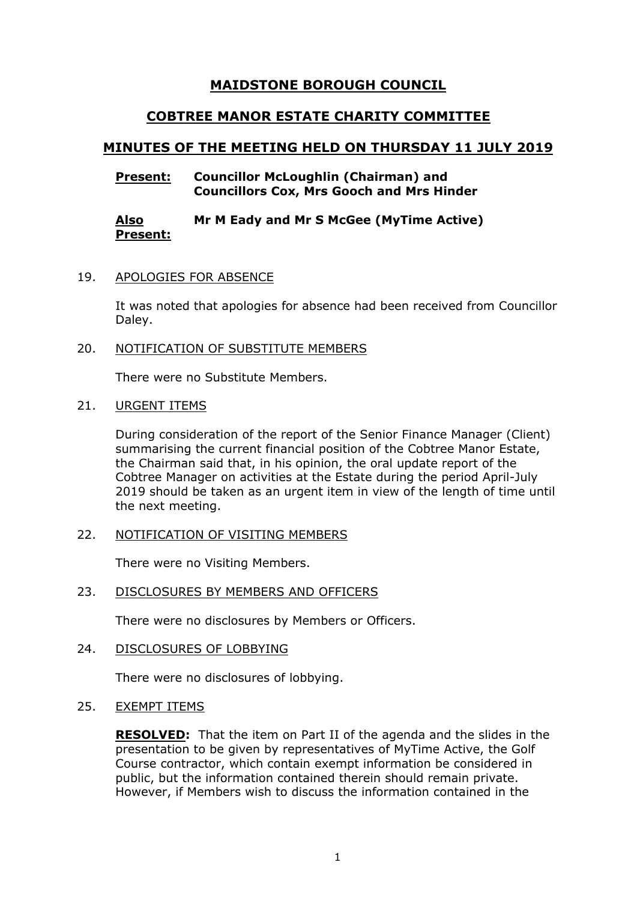# MAIDSTONE BOROUGH COUNCIL

## COBTREE MANOR ESTATE CHARITY COMMITTEE

## MINUTES OF THE MEETING HELD ON THURSDAY 11 JULY 2019

**Present:** **Councillor McLoughlin (Chairman) and Councillors Cox, Mrs Gooch and Mrs Hinder**

**Also Present:** **Mr M Eady and Mr S McGee (MyTime Active)**

19. APOLOGIES FOR ABSENCE

It was noted that apologies for absence had been received from Councillor Daley.

20. NOTIFICATION OF SUBSTITUTE MEMBERS

There were no Substitute Members.

21. URGENT ITEMS

During consideration of the report of the Senior Finance Manager (Client) summarising the current financial position of the Cobtree Manor Estate, the Chairman said that, in his opinion, the oral update report of the Cobtree Manager on activities at the Estate during the period April-July 2019 should be taken as an urgent item in view of the length of time until the next meeting.

22. NOTIFICATION OF VISITING MEMBERS

There were no Visiting Members.

23. DISCLOSURES BY MEMBERS AND OFFICERS

There were no disclosures by Members or Officers.

24. DISCLOSURES OF LOBBYING

There were no disclosures of lobbying.

25. EXEMPT ITEMS

**RESOLVED:** That the item on Part II of the agenda and the slides in the presentation to be given by representatives of MyTime Active, the Golf Course contractor, which contain exempt information be considered in public, but the information contained therein should remain private. However, if Members wish to discuss the information contained in the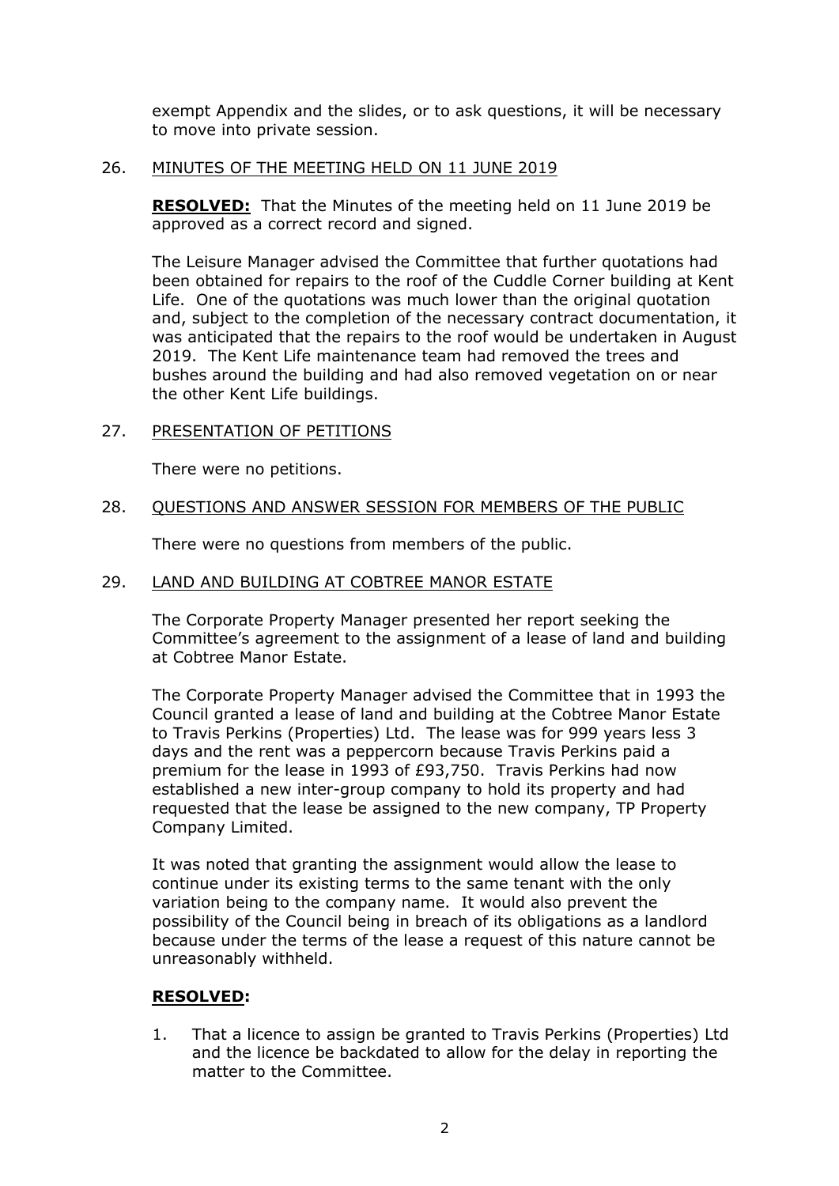exempt Appendix and the slides, or to ask questions, it will be necessary to move into private session.

## 26. MINUTES OF THE MEETING HELD ON 11 JUNE 2019

**RESOLVED:** That the Minutes of the meeting held on 11 June 2019 be approved as a correct record and signed.

The Leisure Manager advised the Committee that further quotations had been obtained for repairs to the roof of the Cuddle Corner building at Kent Life. One of the quotations was much lower than the original quotation and, subject to the completion of the necessary contract documentation, it was anticipated that the repairs to the roof would be undertaken in August 2019. The Kent Life maintenance team had removed the trees and bushes around the building and had also removed vegetation on or near the other Kent Life buildings.

## 27. PRESENTATION OF PETITIONS

There were no petitions.

## 28. QUESTIONS AND ANSWER SESSION FOR MEMBERS OF THE PUBLIC

There were no questions from members of the public.

## 29. LAND AND BUILDING AT COBTREE MANOR ESTATE

The Corporate Property Manager presented her report seeking the Committee's agreement to the assignment of a lease of land and building at Cobtree Manor Estate.

The Corporate Property Manager advised the Committee that in 1993 the Council granted a lease of land and building at the Cobtree Manor Estate to Travis Perkins (Properties) Ltd. The lease was for 999 years less 3 days and the rent was a peppercorn because Travis Perkins paid a premium for the lease in 1993 of £93,750. Travis Perkins had now established a new inter-group company to hold its property and had requested that the lease be assigned to the new company, TP Property Company Limited.

It was noted that granting the assignment would allow the lease to continue under its existing terms to the same tenant with the only variation being to the company name. It would also prevent the possibility of the Council being in breach of its obligations as a landlord because under the terms of the lease a request of this nature cannot be unreasonably withheld.

**RESOLVED:**

1. That a licence to assign be granted to Travis Perkins (Properties) Ltd and the licence be backdated to allow for the delay in reporting the matter to the Committee.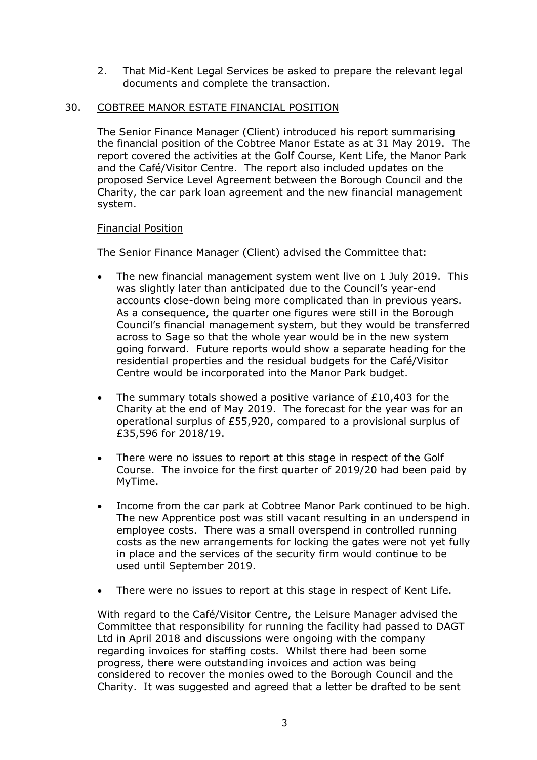2. That Mid-Kent Legal Services be asked to prepare the relevant legal documents and complete the transaction.

30. COBTREE MANOR ESTATE FINANCIAL POSITION

The Senior Finance Manager (Client) introduced his report summarising the financial position of the Cobtree Manor Estate as at 31 May 2019. The report covered the activities at the Golf Course, Kent Life, the Manor Park and the Café/Visitor Centre. The report also included updates on the proposed Service Level Agreement between the Borough Council and the Charity, the car park loan agreement and the new financial management system.

Financial Position

The Senior Finance Manager (Client) advised the Committee that:

- The new financial management system went live on 1 July 2019. This was slightly later than anticipated due to the Council's year-end accounts close-down being more complicated than in previous years. As a consequence, the quarter one figures were still in the Borough Council's financial management system, but they would be transferred across to Sage so that the whole year would be in the new system going forward. Future reports would show a separate heading for the residential properties and the residual budgets for the Café/Visitor Centre would be incorporated into the Manor Park budget.

- The summary totals showed a positive variance of £10,403 for the Charity at the end of May 2019. The forecast for the year was for an operational surplus of £55,920, compared to a provisional surplus of £35,596 for 2018/19.

- There were no issues to report at this stage in respect of the Golf Course. The invoice for the first quarter of 2019/20 had been paid by MyTime.

- Income from the car park at Cobtree Manor Park continued to be high. The new Apprentice post was still vacant resulting in an underspend in employee costs. There was a small overspend in controlled running costs as the new arrangements for locking the gates were not yet fully in place and the services of the security firm would continue to be used until September 2019.

- There were no issues to report at this stage in respect of Kent Life.

With regard to the Café/Visitor Centre, the Leisure Manager advised the Committee that responsibility for running the facility had passed to DAGT Ltd in April 2018 and discussions were ongoing with the company regarding invoices for staffing costs. Whilst there had been some progress, there were outstanding invoices and action was being considered to recover the monies owed to the Borough Council and the Charity. It was suggested and agreed that a letter be drafted to be sent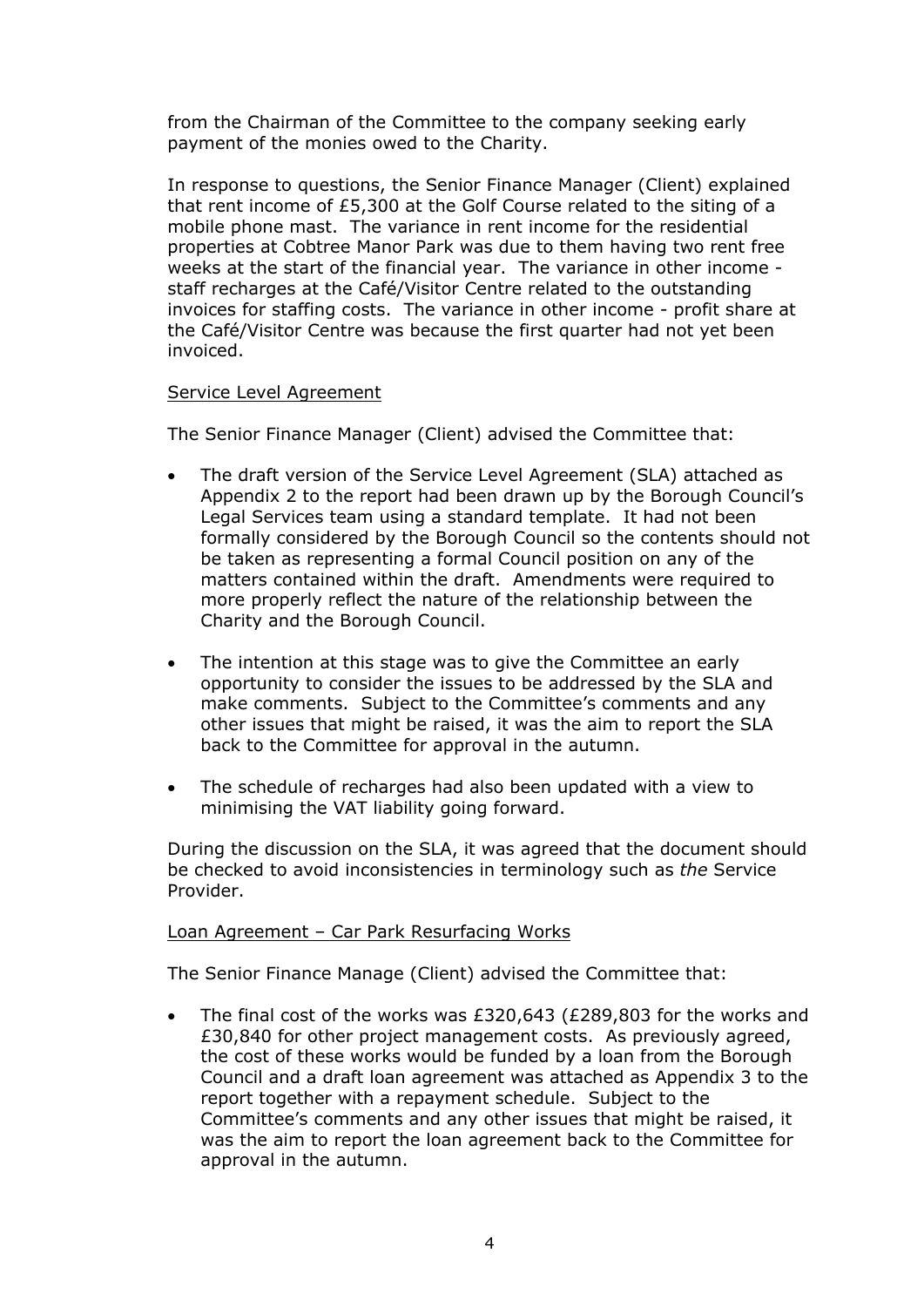from the Chairman of the Committee to the company seeking early payment of the monies owed to the Charity.

In response to questions, the Senior Finance Manager (Client) explained that rent income of £5,300 at the Golf Course related to the siting of a mobile phone mast. The variance in rent income for the residential properties at Cobtree Manor Park was due to them having two rent free weeks at the start of the financial year. The variance in other income - staff recharges at the Café/Visitor Centre related to the outstanding invoices for staffing costs. The variance in other income - profit share at the Café/Visitor Centre was because the first quarter had not yet been invoiced.

Service Level Agreement

The Senior Finance Manager (Client) advised the Committee that:

- The draft version of the Service Level Agreement (SLA) attached as Appendix 2 to the report had been drawn up by the Borough Council's Legal Services team using a standard template. It had not been formally considered by the Borough Council so the contents should not be taken as representing a formal Council position on any of the matters contained within the draft. Amendments were required to more properly reflect the nature of the relationship between the Charity and the Borough Council.

- The intention at this stage was to give the Committee an early opportunity to consider the issues to be addressed by the SLA and make comments. Subject to the Committee's comments and any other issues that might be raised, it was the aim to report the SLA back to the Committee for approval in the autumn.

- The schedule of recharges had also been updated with a view to minimising the VAT liability going forward.

During the discussion on the SLA, it was agreed that the document should be checked to avoid inconsistencies in terminology such as *the* Service Provider.

Loan Agreement – Car Park Resurfacing Works

The Senior Finance Manage (Client) advised the Committee that:

- The final cost of the works was £320,643 (£289,803 for the works and £30,840 for other project management costs. As previously agreed, the cost of these works would be funded by a loan from the Borough Council and a draft loan agreement was attached as Appendix 3 to the report together with a repayment schedule. Subject to the Committee's comments and any other issues that might be raised, it was the aim to report the loan agreement back to the Committee for approval in the autumn.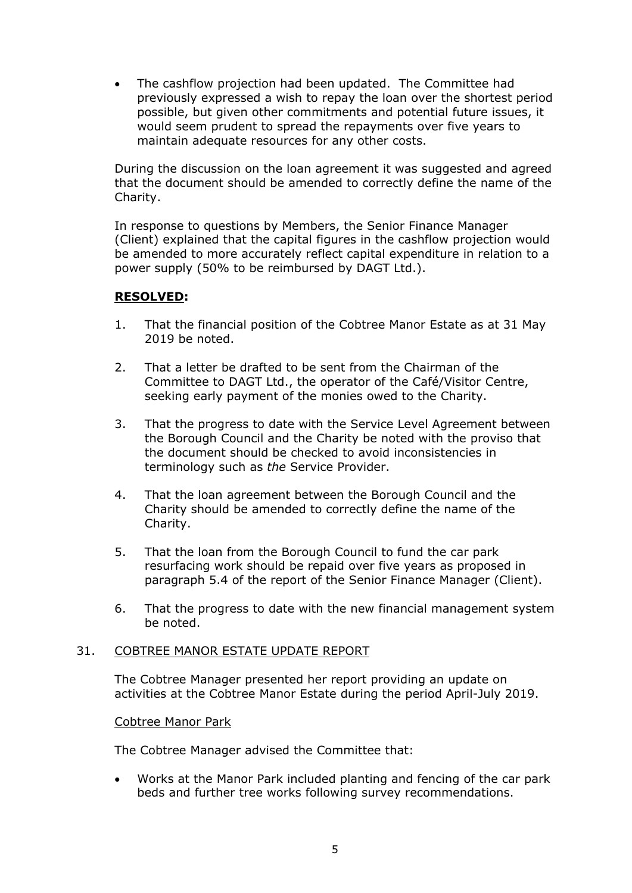- The cashflow projection had been updated. The Committee had previously expressed a wish to repay the loan over the shortest period possible, but given other commitments and potential future issues, it would seem prudent to spread the repayments over five years to maintain adequate resources for any other costs.

During the discussion on the loan agreement it was suggested and agreed that the document should be amended to correctly define the name of the Charity.

In response to questions by Members, the Senior Finance Manager (Client) explained that the capital figures in the cashflow projection would be amended to more accurately reflect capital expenditure in relation to a power supply (50% to be reimbursed by DAGT Ltd.).

**RESOLVED:**

1. That the financial position of the Cobtree Manor Estate as at 31 May 2019 be noted.

2. That a letter be drafted to be sent from the Chairman of the Committee to DAGT Ltd., the operator of the Café/Visitor Centre, seeking early payment of the monies owed to the Charity.

3. That the progress to date with the Service Level Agreement between the Borough Council and the Charity be noted with the proviso that the document should be checked to avoid inconsistencies in terminology such as *the* Service Provider.

4. That the loan agreement between the Borough Council and the Charity should be amended to correctly define the name of the Charity.

5. That the loan from the Borough Council to fund the car park resurfacing work should be repaid over five years as proposed in paragraph 5.4 of the report of the Senior Finance Manager (Client).

6. That the progress to date with the new financial management system be noted.

## 31. COBTREE MANOR ESTATE UPDATE REPORT

The Cobtree Manager presented her report providing an update on activities at the Cobtree Manor Estate during the period April-July 2019.

### Cobtree Manor Park

The Cobtree Manager advised the Committee that:

- Works at the Manor Park included planting and fencing of the car park beds and further tree works following survey recommendations.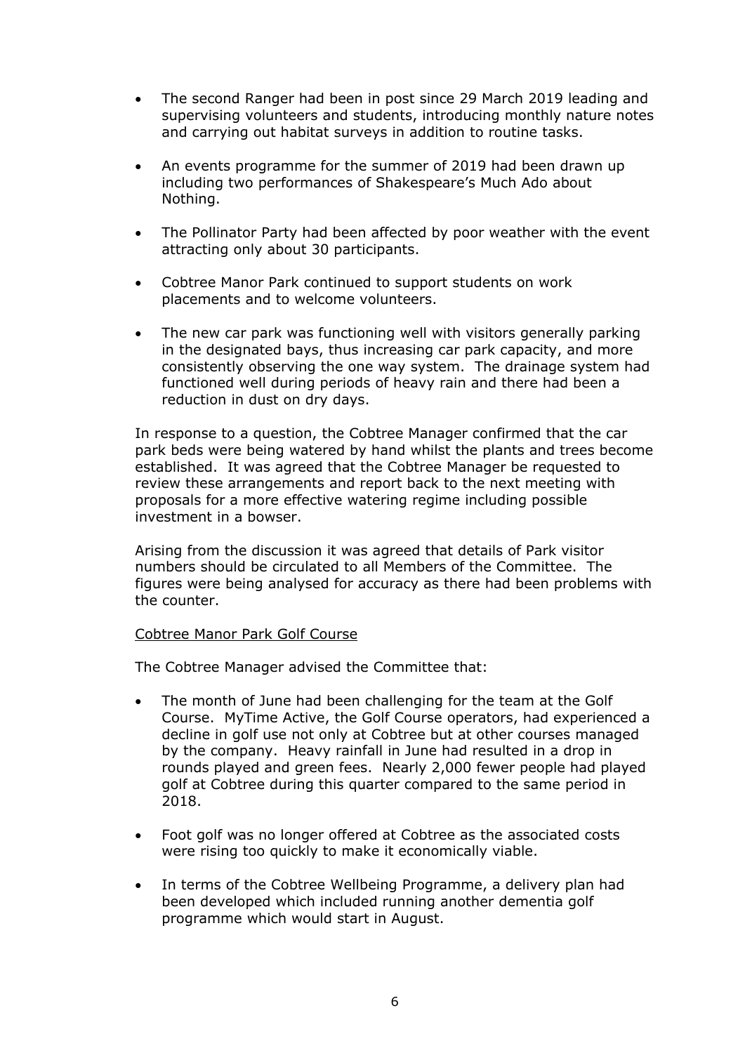- The second Ranger had been in post since 29 March 2019 leading and supervising volunteers and students, introducing monthly nature notes and carrying out habitat surveys in addition to routine tasks.

- An events programme for the summer of 2019 had been drawn up including two performances of Shakespeare's Much Ado about Nothing.

- The Pollinator Party had been affected by poor weather with the event attracting only about 30 participants.

- Cobtree Manor Park continued to support students on work placements and to welcome volunteers.

- The new car park was functioning well with visitors generally parking in the designated bays, thus increasing car park capacity, and more consistently observing the one way system. The drainage system had functioned well during periods of heavy rain and there had been a reduction in dust on dry days.

In response to a question, the Cobtree Manager confirmed that the car park beds were being watered by hand whilst the plants and trees become established. It was agreed that the Cobtree Manager be requested to review these arrangements and report back to the next meeting with proposals for a more effective watering regime including possible investment in a bowser.

Arising from the discussion it was agreed that details of Park visitor numbers should be circulated to all Members of the Committee. The figures were being analysed for accuracy as there had been problems with the counter.

Cobtree Manor Park Golf Course

The Cobtree Manager advised the Committee that:

- The month of June had been challenging for the team at the Golf Course. MyTime Active, the Golf Course operators, had experienced a decline in golf use not only at Cobtree but at other courses managed by the company. Heavy rainfall in June had resulted in a drop in rounds played and green fees. Nearly 2,000 fewer people had played golf at Cobtree during this quarter compared to the same period in 2018.

- Foot golf was no longer offered at Cobtree as the associated costs were rising too quickly to make it economically viable.

- In terms of the Cobtree Wellbeing Programme, a delivery plan had been developed which included running another dementia golf programme which would start in August.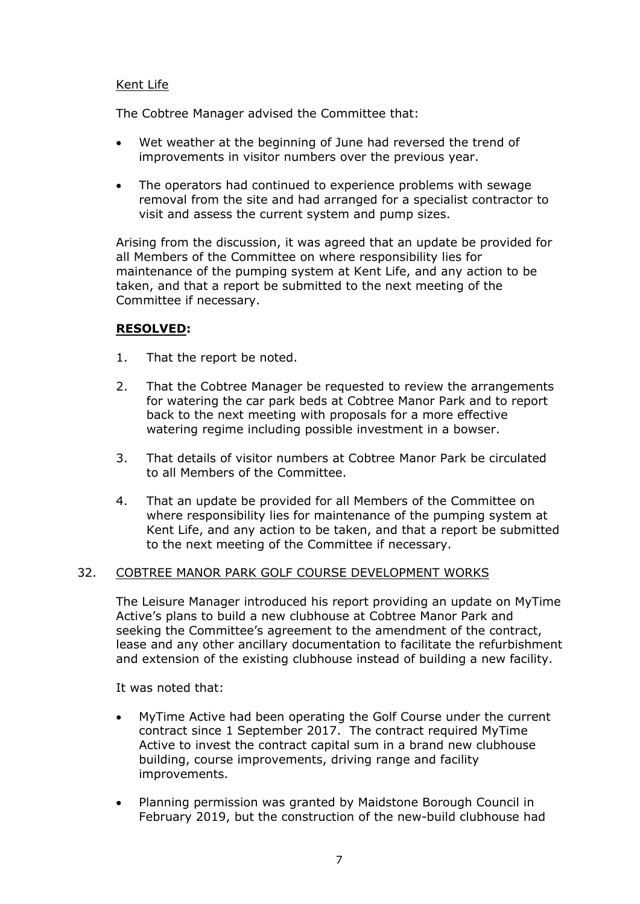Kent Life

The Cobtree Manager advised the Committee that:

- Wet weather at the beginning of June had reversed the trend of improvements in visitor numbers over the previous year.

- The operators had continued to experience problems with sewage removal from the site and had arranged for a specialist contractor to visit and assess the current system and pump sizes.

Arising from the discussion, it was agreed that an update be provided for all Members of the Committee on where responsibility lies for maintenance of the pumping system at Kent Life, and any action to be taken, and that a report be submitted to the next meeting of the Committee if necessary.

**RESOLVED:**

1. That the report be noted.

2. That the Cobtree Manager be requested to review the arrangements for watering the car park beds at Cobtree Manor Park and to report back to the next meeting with proposals for a more effective watering regime including possible investment in a bowser.

3. That details of visitor numbers at Cobtree Manor Park be circulated to all Members of the Committee.

4. That an update be provided for all Members of the Committee on where responsibility lies for maintenance of the pumping system at Kent Life, and any action to be taken, and that a report be submitted to the next meeting of the Committee if necessary.

32. COBTREE MANOR PARK GOLF COURSE DEVELOPMENT WORKS

The Leisure Manager introduced his report providing an update on MyTime Active's plans to build a new clubhouse at Cobtree Manor Park and seeking the Committee's agreement to the amendment of the contract, lease and any other ancillary documentation to facilitate the refurbishment and extension of the existing clubhouse instead of building a new facility.

It was noted that:

- MyTime Active had been operating the Golf Course under the current contract since 1 September 2017. The contract required MyTime Active to invest the contract capital sum in a brand new clubhouse building, course improvements, driving range and facility improvements.

- Planning permission was granted by Maidstone Borough Council in February 2019, but the construction of the new-build clubhouse had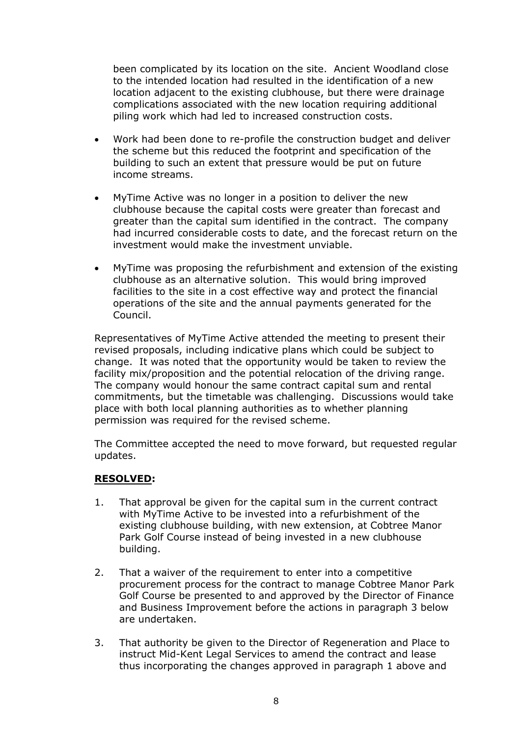been complicated by its location on the site. Ancient Woodland close to the intended location had resulted in the identification of a new location adjacent to the existing clubhouse, but there were drainage complications associated with the new location requiring additional piling work which had led to increased construction costs.

- Work had been done to re-profile the construction budget and deliver the scheme but this reduced the footprint and specification of the building to such an extent that pressure would be put on future income streams.

- MyTime Active was no longer in a position to deliver the new clubhouse because the capital costs were greater than forecast and greater than the capital sum identified in the contract. The company had incurred considerable costs to date, and the forecast return on the investment would make the investment unviable.

- MyTime was proposing the refurbishment and extension of the existing clubhouse as an alternative solution. This would bring improved facilities to the site in a cost effective way and protect the financial operations of the site and the annual payments generated for the Council.

Representatives of MyTime Active attended the meeting to present their revised proposals, including indicative plans which could be subject to change. It was noted that the opportunity would be taken to review the facility mix/proposition and the potential relocation of the driving range. The company would honour the same contract capital sum and rental commitments, but the timetable was challenging. Discussions would take place with both local planning authorities as to whether planning permission was required for the revised scheme.

The Committee accepted the need to move forward, but requested regular updates.

**RESOLVED:**

1. That approval be given for the capital sum in the current contract with MyTime Active to be invested into a refurbishment of the existing clubhouse building, with new extension, at Cobtree Manor Park Golf Course instead of being invested in a new clubhouse building.

2. That a waiver of the requirement to enter into a competitive procurement process for the contract to manage Cobtree Manor Park Golf Course be presented to and approved by the Director of Finance and Business Improvement before the actions in paragraph 3 below are undertaken.

3. That authority be given to the Director of Regeneration and Place to instruct Mid-Kent Legal Services to amend the contract and lease thus incorporating the changes approved in paragraph 1 above and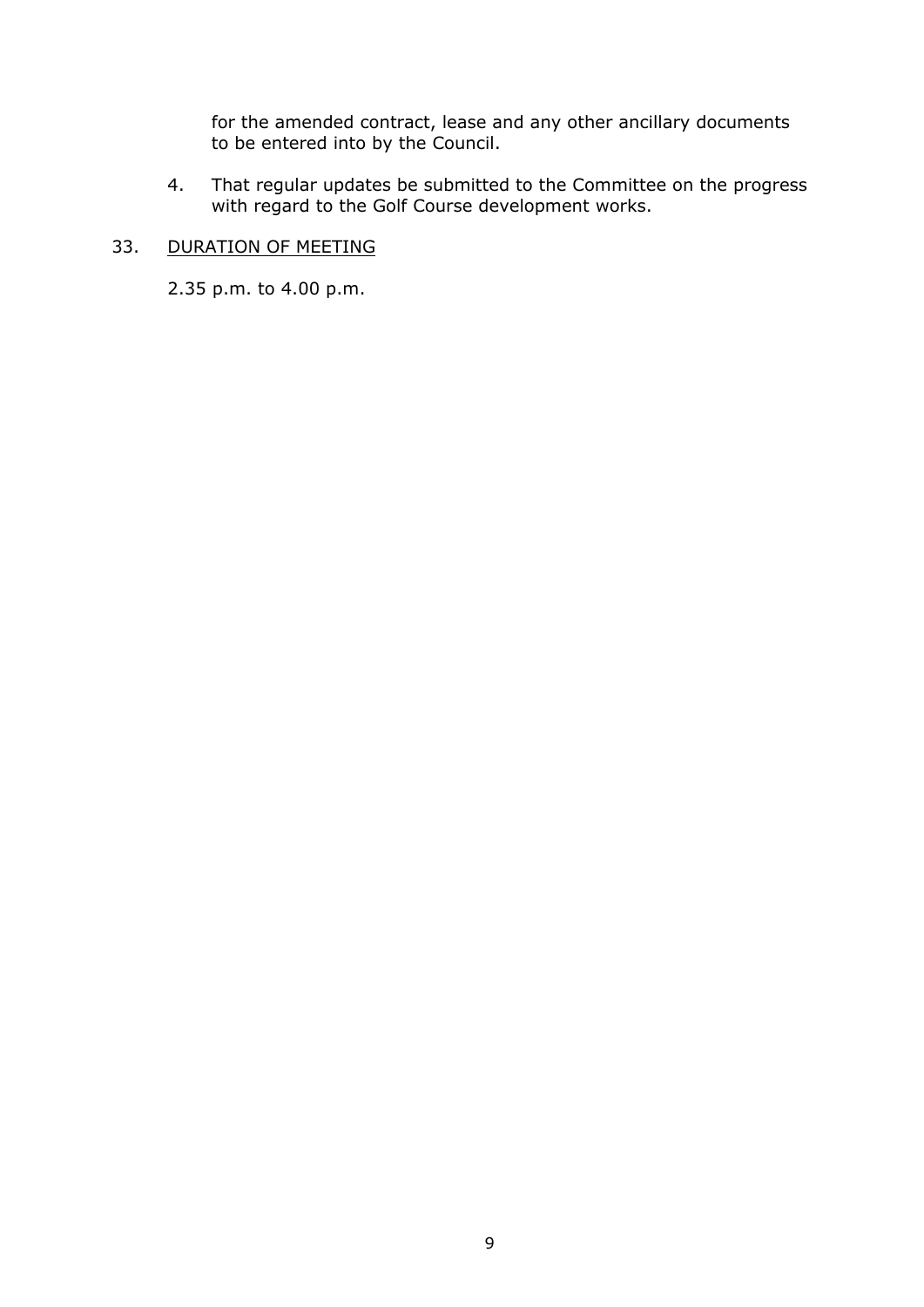for the amended contract, lease and any other ancillary documents to be entered into by the Council.

4. That regular updates be submitted to the Committee on the progress with regard to the Golf Course development works.

33. <u>DURATION OF MEETING</u>

2.35 p.m. to 4.00 p.m.